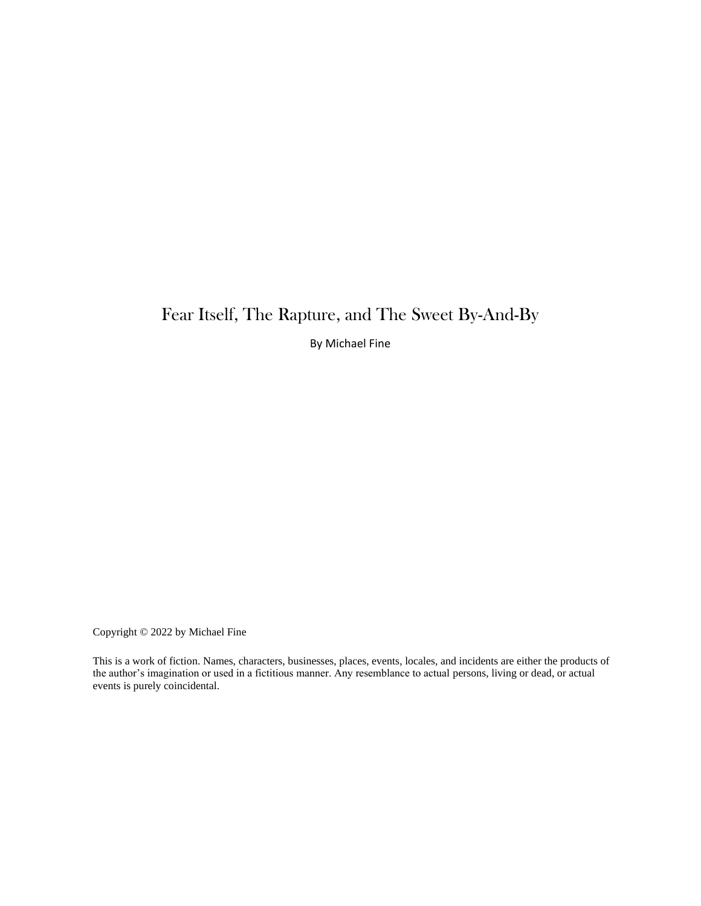# Fear Itself, The Rapture, and The Sweet By-And-By

By Michael Fine

Copyright © 2022 by Michael Fine

This is a work of fiction. Names, characters, businesses, places, events, locales, and incidents are either the products of the author's imagination or used in a fictitious manner. Any resemblance to actual persons, living or dead, or actual events is purely coincidental.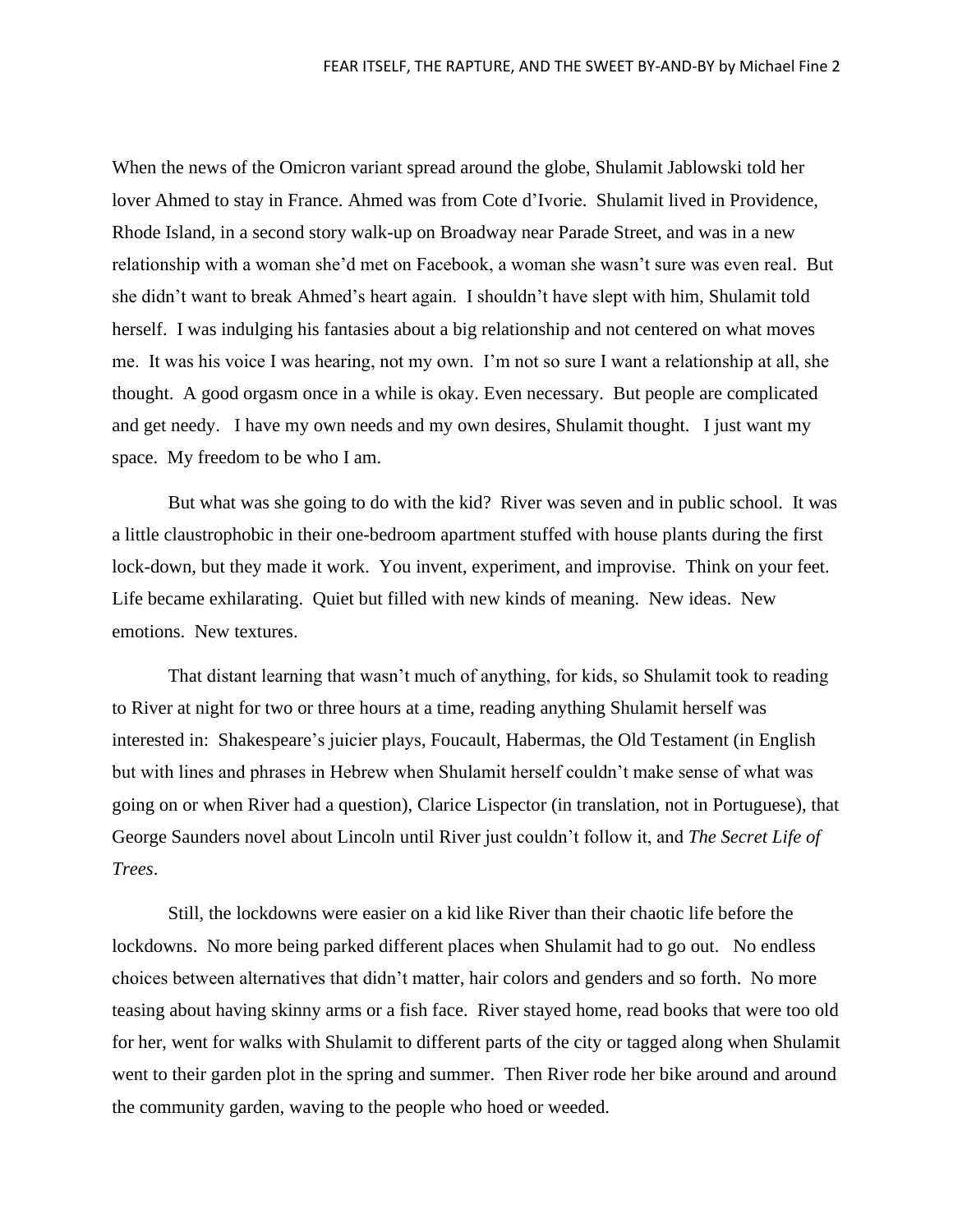When the news of the Omicron variant spread around the globe, Shulamit Jablowski told her lover Ahmed to stay in France. Ahmed was from Cote d'Ivorie. Shulamit lived in Providence, Rhode Island, in a second story walk-up on Broadway near Parade Street, and was in a new relationship with a woman she'd met on Facebook, a woman she wasn't sure was even real. But she didn't want to break Ahmed's heart again. I shouldn't have slept with him, Shulamit told herself. I was indulging his fantasies about a big relationship and not centered on what moves me. It was his voice I was hearing, not my own. I'm not so sure I want a relationship at all, she thought. A good orgasm once in a while is okay. Even necessary. But people are complicated and get needy. I have my own needs and my own desires, Shulamit thought. I just want my space. My freedom to be who I am.

But what was she going to do with the kid? River was seven and in public school. It was a little claustrophobic in their one-bedroom apartment stuffed with house plants during the first lock-down, but they made it work. You invent, experiment, and improvise. Think on your feet. Life became exhilarating. Quiet but filled with new kinds of meaning. New ideas. New emotions. New textures.

That distant learning that wasn't much of anything, for kids, so Shulamit took to reading to River at night for two or three hours at a time, reading anything Shulamit herself was interested in: Shakespeare's juicier plays, Foucault, Habermas, the Old Testament (in English but with lines and phrases in Hebrew when Shulamit herself couldn't make sense of what was going on or when River had a question), Clarice Lispector (in translation, not in Portuguese), that George Saunders novel about Lincoln until River just couldn't follow it, and *The Secret Life of Trees*.

Still, the lockdowns were easier on a kid like River than their chaotic life before the lockdowns. No more being parked different places when Shulamit had to go out. No endless choices between alternatives that didn't matter, hair colors and genders and so forth. No more teasing about having skinny arms or a fish face. River stayed home, read books that were too old for her, went for walks with Shulamit to different parts of the city or tagged along when Shulamit went to their garden plot in the spring and summer. Then River rode her bike around and around the community garden, waving to the people who hoed or weeded.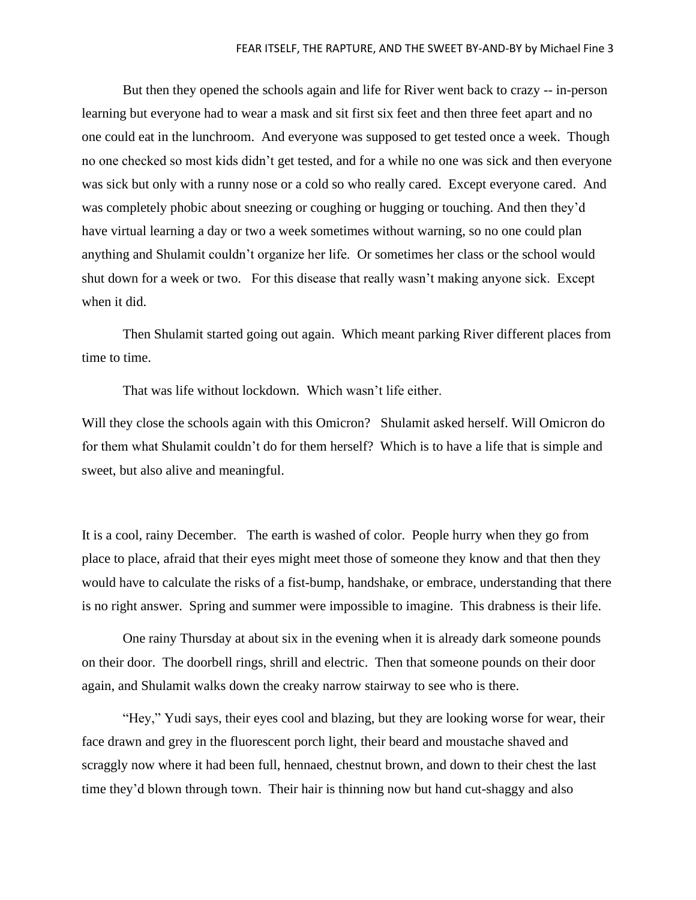But then they opened the schools again and life for River went back to crazy -- in-person learning but everyone had to wear a mask and sit first six feet and then three feet apart and no one could eat in the lunchroom. And everyone was supposed to get tested once a week. Though no one checked so most kids didn't get tested, and for a while no one was sick and then everyone was sick but only with a runny nose or a cold so who really cared. Except everyone cared. And was completely phobic about sneezing or coughing or hugging or touching. And then they'd have virtual learning a day or two a week sometimes without warning, so no one could plan anything and Shulamit couldn't organize her life. Or sometimes her class or the school would shut down for a week or two. For this disease that really wasn't making anyone sick. Except when it did.

Then Shulamit started going out again. Which meant parking River different places from time to time.

That was life without lockdown. Which wasn't life either.

Will they close the schools again with this Omicron? Shulamit asked herself. Will Omicron do for them what Shulamit couldn't do for them herself? Which is to have a life that is simple and sweet, but also alive and meaningful.

It is a cool, rainy December. The earth is washed of color. People hurry when they go from place to place, afraid that their eyes might meet those of someone they know and that then they would have to calculate the risks of a fist-bump, handshake, or embrace, understanding that there is no right answer. Spring and summer were impossible to imagine. This drabness is their life.

One rainy Thursday at about six in the evening when it is already dark someone pounds on their door. The doorbell rings, shrill and electric. Then that someone pounds on their door again, and Shulamit walks down the creaky narrow stairway to see who is there.

"Hey," Yudi says, their eyes cool and blazing, but they are looking worse for wear, their face drawn and grey in the fluorescent porch light, their beard and moustache shaved and scraggly now where it had been full, hennaed, chestnut brown, and down to their chest the last time they'd blown through town. Their hair is thinning now but hand cut-shaggy and also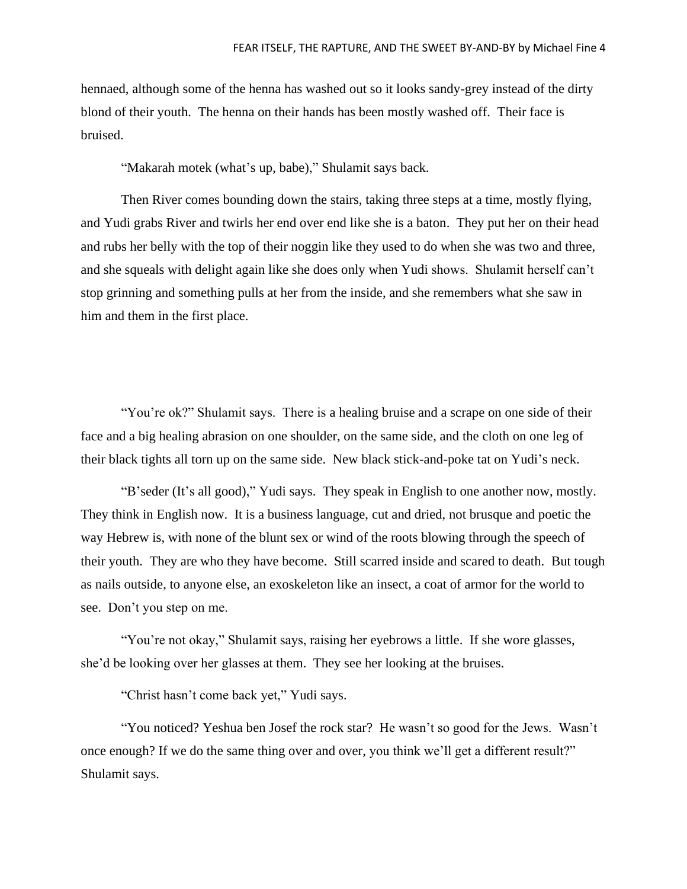hennaed, although some of the henna has washed out so it looks sandy-grey instead of the dirty blond of their youth.  The henna on their hands has been mostly washed off.  Their face is bruised.

"Makarah motek (what's up, babe)," Shulamit says back.

Then River comes bounding down the stairs, taking three steps at a time, mostly flying, and Yudi grabs River and twirls her end over end like she is a baton.  They put her on their head and rubs her belly with the top of their noggin like they used to do when she was two and three, and she squeals with delight again like she does only when Yudi shows.  Shulamit herself can't stop grinning and something pulls at her from the inside, and she remembers what she saw in him and them in the first place.

"You're ok?" Shulamit says.  There is a healing bruise and a scrape on one side of their face and a big healing abrasion on one shoulder, on the same side, and the cloth on one leg of their black tights all torn up on the same side.  New black stick-and-poke tat on Yudi's neck.

"B'seder (It's all good)," Yudi says.  They speak in English to one another now, mostly.  They think in English now.  It is a business language, cut and dried, not brusque and poetic the way Hebrew is, with none of the blunt sex or wind of the roots blowing through the speech of their youth.  They are who they have become.  Still scarred inside and scared to death.  But tough as nails outside, to anyone else, an exoskeleton like an insect, a coat of armor for the world to see.  Don't you step on me.

"You're not okay," Shulamit says, raising her eyebrows a little.  If she wore glasses, she'd be looking over her glasses at them.  They see her looking at the bruises.

"Christ hasn't come back yet," Yudi says.

"You noticed? Yeshua ben Josef the rock star?  He wasn't so good for the Jews.  Wasn't once enough? If we do the same thing over and over, you think we'll get a different result?" Shulamit says.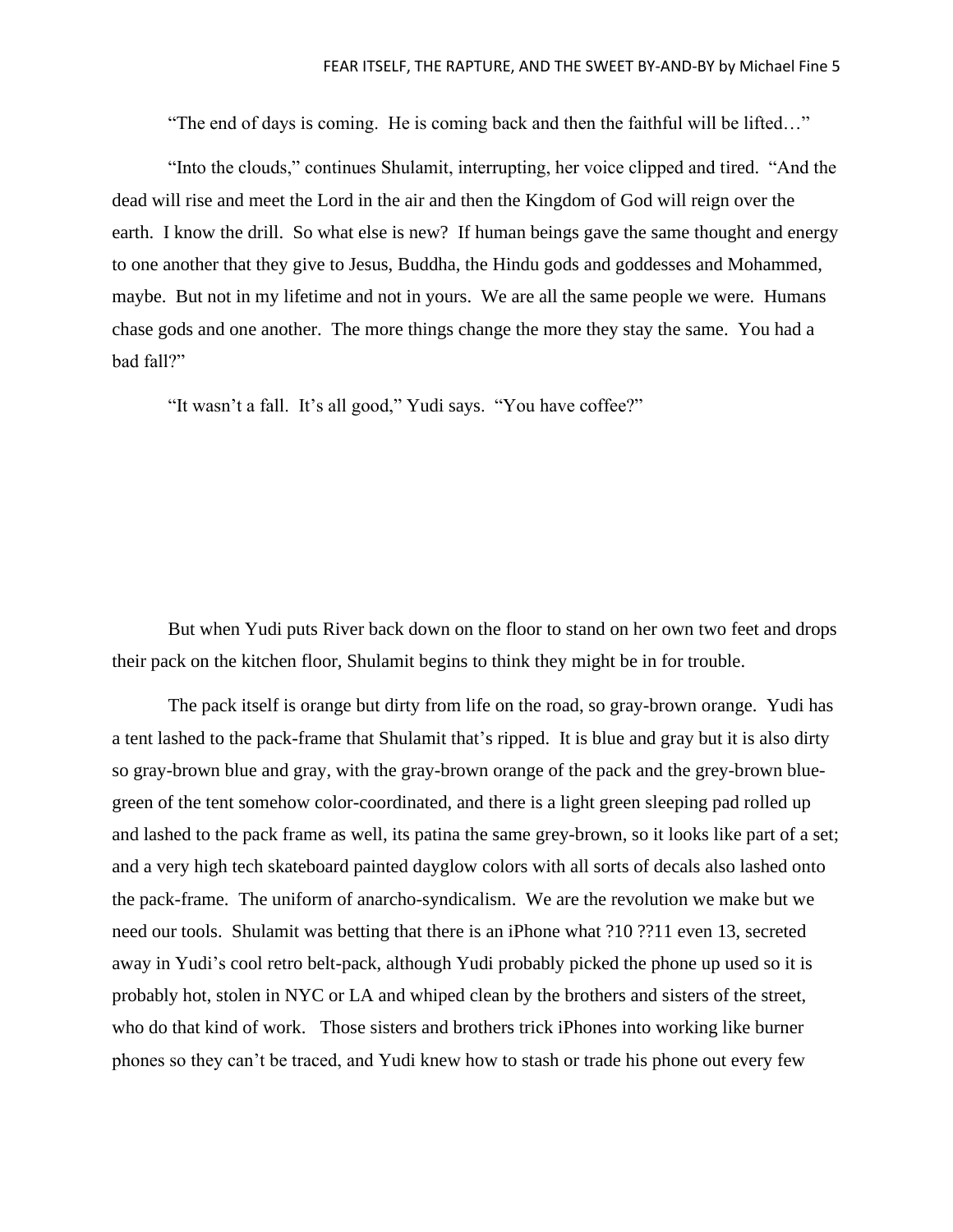"The end of days is coming. He is coming back and then the faithful will be lifted…"

"Into the clouds," continues Shulamit, interrupting, her voice clipped and tired. "And the dead will rise and meet the Lord in the air and then the Kingdom of God will reign over the earth. I know the drill. So what else is new? If human beings gave the same thought and energy to one another that they give to Jesus, Buddha, the Hindu gods and goddesses and Mohammed, maybe. But not in my lifetime and not in yours. We are all the same people we were. Humans chase gods and one another. The more things change the more they stay the same. You had a bad fall?"

"It wasn't a fall. It's all good," Yudi says. "You have coffee?"

But when Yudi puts River back down on the floor to stand on her own two feet and drops their pack on the kitchen floor, Shulamit begins to think they might be in for trouble.

The pack itself is orange but dirty from life on the road, so gray-brown orange. Yudi has a tent lashed to the pack-frame that Shulamit that's ripped. It is blue and gray but it is also dirty so gray-brown blue and gray, with the gray-brown orange of the pack and the grey-brown blue-green of the tent somehow color-coordinated, and there is a light green sleeping pad rolled up and lashed to the pack frame as well, its patina the same grey-brown, so it looks like part of a set; and a very high tech skateboard painted dayglow colors with all sorts of decals also lashed onto the pack-frame. The uniform of anarcho-syndicalism. We are the revolution we make but we need our tools. Shulamit was betting that there is an iPhone what ?10 ??11 even 13, secreted away in Yudi's cool retro belt-pack, although Yudi probably picked the phone up used so it is probably hot, stolen in NYC or LA and whiped clean by the brothers and sisters of the street, who do that kind of work. Those sisters and brothers trick iPhones into working like burner phones so they can't be traced, and Yudi knew how to stash or trade his phone out every few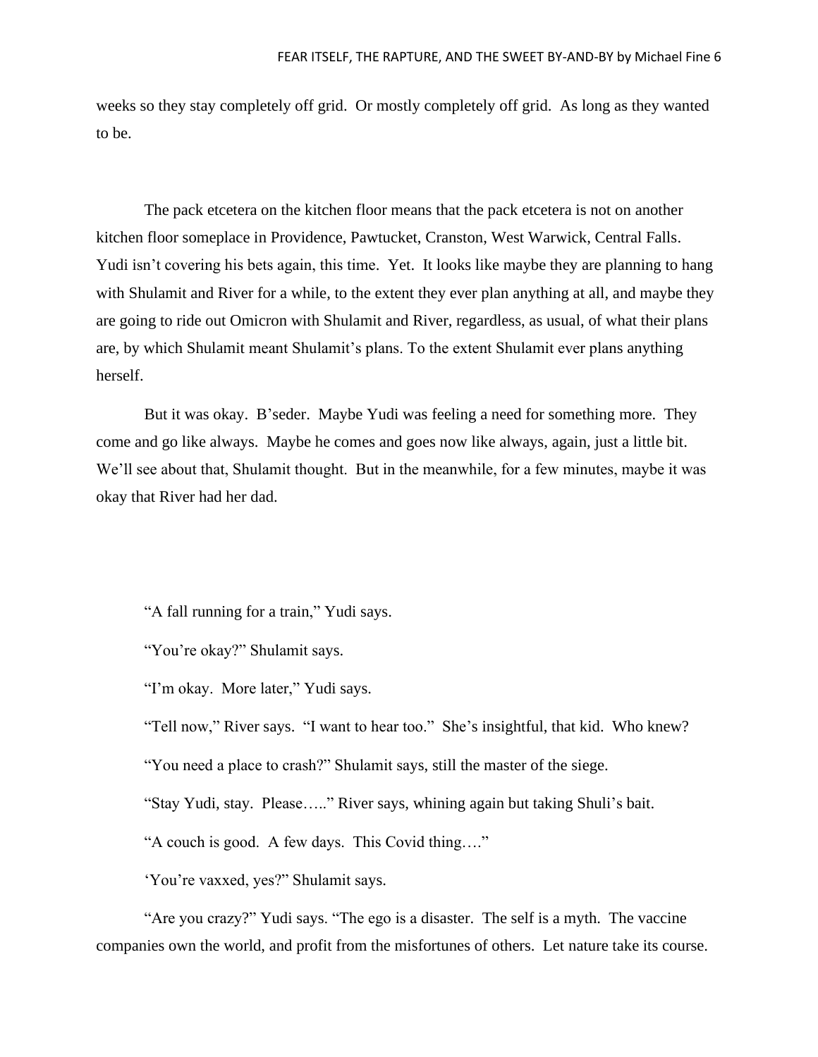weeks so they stay completely off grid. Or mostly completely off grid. As long as they wanted to be.

The pack etcetera on the kitchen floor means that the pack etcetera is not on another kitchen floor someplace in Providence, Pawtucket, Cranston, West Warwick, Central Falls. Yudi isn't covering his bets again, this time. Yet. It looks like maybe they are planning to hang with Shulamit and River for a while, to the extent they ever plan anything at all, and maybe they are going to ride out Omicron with Shulamit and River, regardless, as usual, of what their plans are, by which Shulamit meant Shulamit's plans. To the extent Shulamit ever plans anything herself.

But it was okay. B'seder. Maybe Yudi was feeling a need for something more. They come and go like always. Maybe he comes and goes now like always, again, just a little bit. We'll see about that, Shulamit thought. But in the meanwhile, for a few minutes, maybe it was okay that River had her dad.

"A fall running for a train," Yudi says.

"You're okay?" Shulamit says.

"I'm okay. More later," Yudi says.

"Tell now," River says. "I want to hear too." She's insightful, that kid. Who knew?

"You need a place to crash?" Shulamit says, still the master of the siege.

"Stay Yudi, stay. Please….." River says, whining again but taking Shuli's bait.

"A couch is good. A few days. This Covid thing…."

'You're vaxxed, yes?" Shulamit says.

"Are you crazy?" Yudi says. "The ego is a disaster. The self is a myth. The vaccine companies own the world, and profit from the misfortunes of others. Let nature take its course.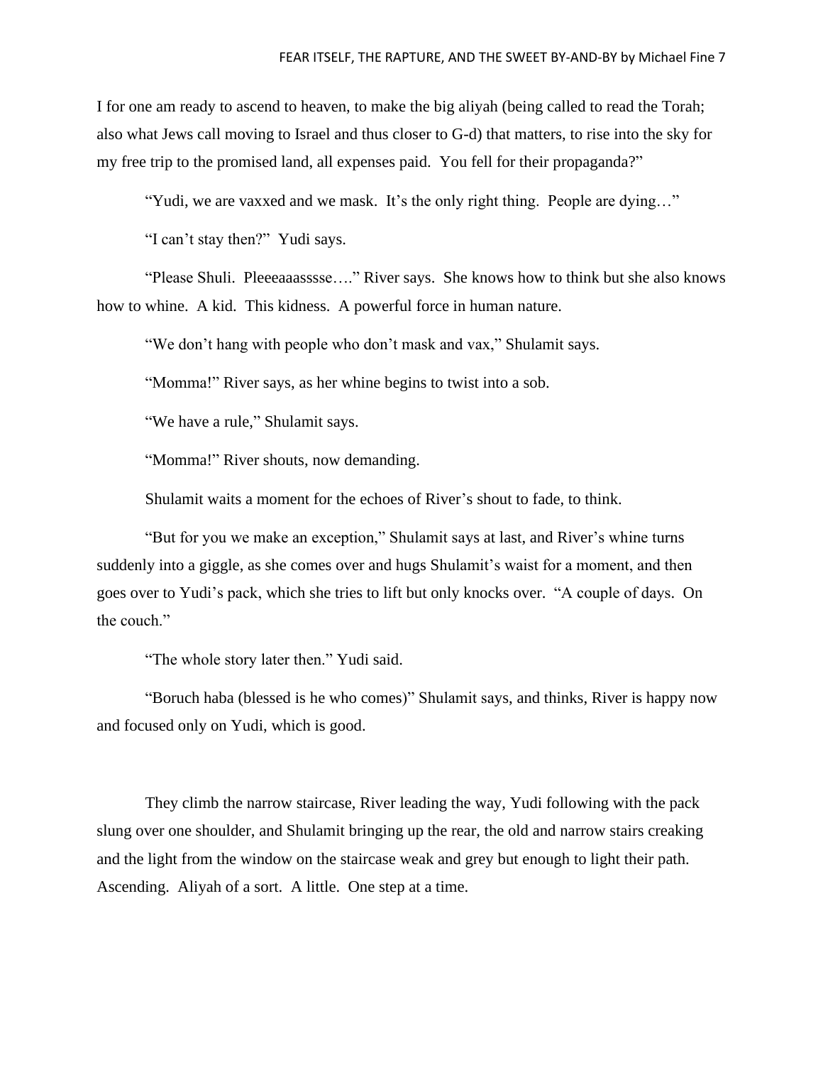I for one am ready to ascend to heaven, to make the big aliyah (being called to read the Torah; also what Jews call moving to Israel and thus closer to G-d) that matters, to rise into the sky for my free trip to the promised land, all expenses paid. You fell for their propaganda?"

"Yudi, we are vaxxed and we mask. It's the only right thing. People are dying…"

"I can't stay then?" Yudi says.

"Please Shuli. Pleeeaaasssse…." River says. She knows how to think but she also knows how to whine. A kid. This kidness. A powerful force in human nature.

"We don't hang with people who don't mask and vax," Shulamit says.

"Momma!" River says, as her whine begins to twist into a sob.

"We have a rule," Shulamit says.

"Momma!" River shouts, now demanding.

Shulamit waits a moment for the echoes of River's shout to fade, to think.

"But for you we make an exception," Shulamit says at last, and River's whine turns suddenly into a giggle, as she comes over and hugs Shulamit's waist for a moment, and then goes over to Yudi's pack, which she tries to lift but only knocks over. "A couple of days. On the couch."

"The whole story later then." Yudi said.

"Boruch haba (blessed is he who comes)" Shulamit says, and thinks, River is happy now and focused only on Yudi, which is good.

They climb the narrow staircase, River leading the way, Yudi following with the pack slung over one shoulder, and Shulamit bringing up the rear, the old and narrow stairs creaking and the light from the window on the staircase weak and grey but enough to light their path. Ascending. Aliyah of a sort. A little. One step at a time.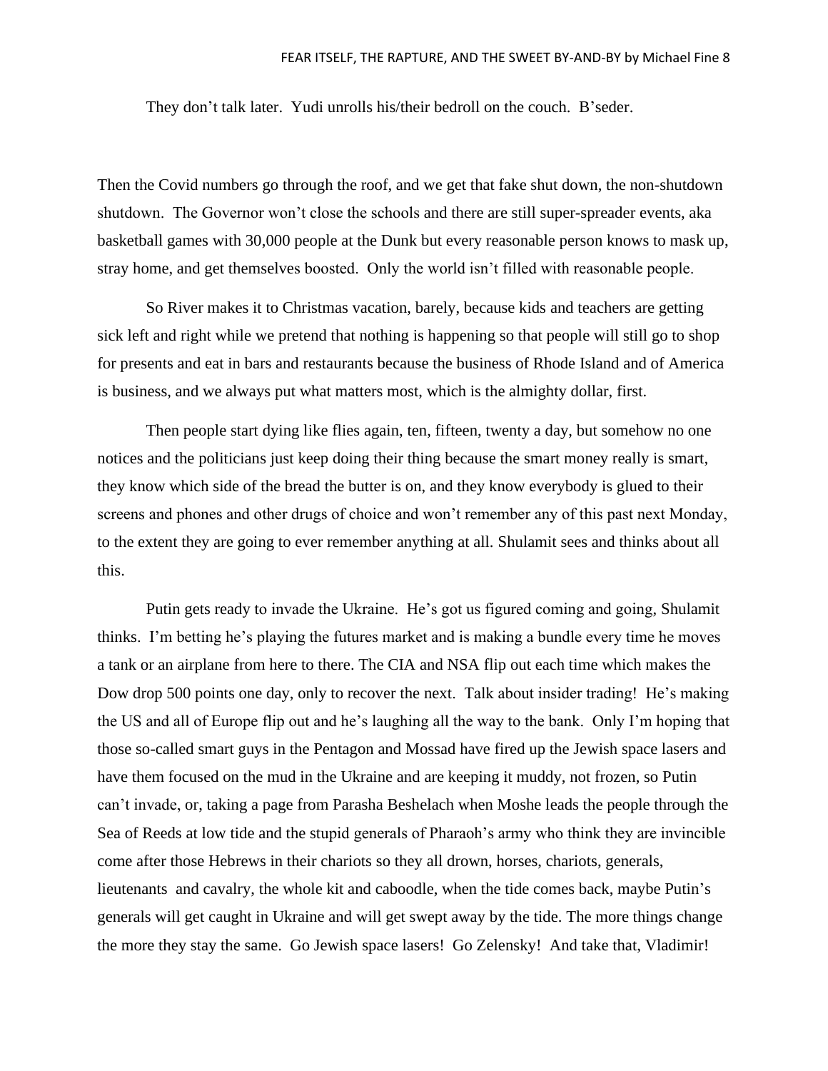They don't talk later. Yudi unrolls his/their bedroll on the couch. B'seder.

Then the Covid numbers go through the roof, and we get that fake shut down, the non-shutdown shutdown. The Governor won't close the schools and there are still super-spreader events, aka basketball games with 30,000 people at the Dunk but every reasonable person knows to mask up, stray home, and get themselves boosted. Only the world isn't filled with reasonable people.

So River makes it to Christmas vacation, barely, because kids and teachers are getting sick left and right while we pretend that nothing is happening so that people will still go to shop for presents and eat in bars and restaurants because the business of Rhode Island and of America is business, and we always put what matters most, which is the almighty dollar, first.

Then people start dying like flies again, ten, fifteen, twenty a day, but somehow no one notices and the politicians just keep doing their thing because the smart money really is smart, they know which side of the bread the butter is on, and they know everybody is glued to their screens and phones and other drugs of choice and won't remember any of this past next Monday, to the extent they are going to ever remember anything at all. Shulamit sees and thinks about all this.

Putin gets ready to invade the Ukraine. He's got us figured coming and going, Shulamit thinks. I'm betting he's playing the futures market and is making a bundle every time he moves a tank or an airplane from here to there. The CIA and NSA flip out each time which makes the Dow drop 500 points one day, only to recover the next. Talk about insider trading! He's making the US and all of Europe flip out and he's laughing all the way to the bank. Only I'm hoping that those so-called smart guys in the Pentagon and Mossad have fired up the Jewish space lasers and have them focused on the mud in the Ukraine and are keeping it muddy, not frozen, so Putin can't invade, or, taking a page from Parasha Beshelach when Moshe leads the people through the Sea of Reeds at low tide and the stupid generals of Pharaoh's army who think they are invincible come after those Hebrews in their chariots so they all drown, horses, chariots, generals, lieutenants and cavalry, the whole kit and caboodle, when the tide comes back, maybe Putin's generals will get caught in Ukraine and will get swept away by the tide. The more things change the more they stay the same. Go Jewish space lasers! Go Zelensky! And take that, Vladimir!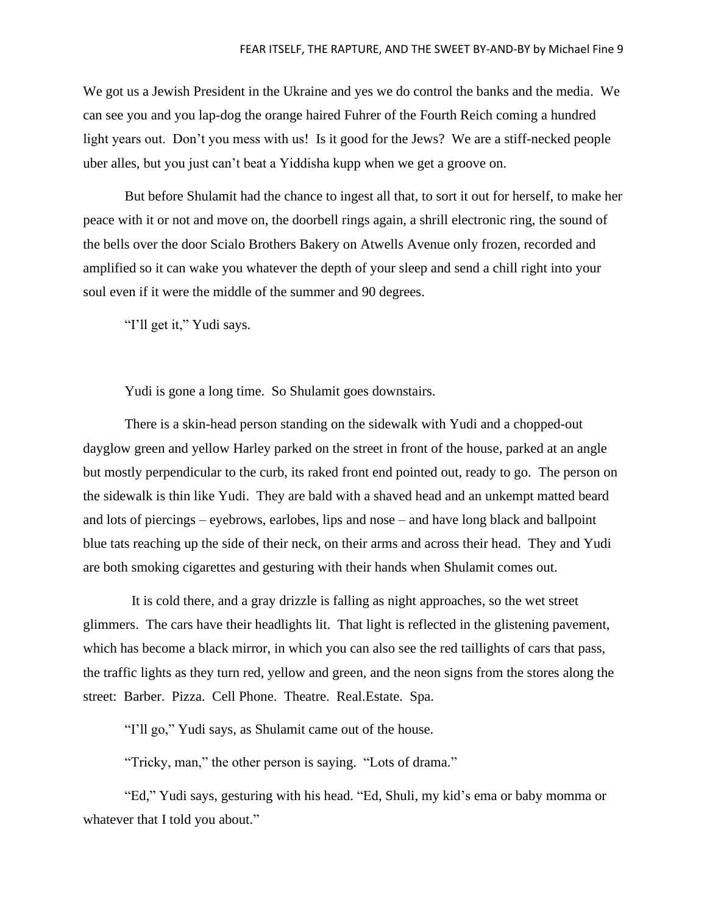We got us a Jewish President in the Ukraine and yes we do control the banks and the media. We can see you and you lap-dog the orange haired Fuhrer of the Fourth Reich coming a hundred light years out. Don't you mess with us! Is it good for the Jews? We are a stiff-necked people uber alles, but you just can't beat a Yiddisha kupp when we get a groove on.

But before Shulamit had the chance to ingest all that, to sort it out for herself, to make her peace with it or not and move on, the doorbell rings again, a shrill electronic ring, the sound of the bells over the door Scialo Brothers Bakery on Atwells Avenue only frozen, recorded and amplified so it can wake you whatever the depth of your sleep and send a chill right into your soul even if it were the middle of the summer and 90 degrees.

"I'll get it," Yudi says.

Yudi is gone a long time. So Shulamit goes downstairs.

There is a skin-head person standing on the sidewalk with Yudi and a chopped-out dayglow green and yellow Harley parked on the street in front of the house, parked at an angle but mostly perpendicular to the curb, its raked front end pointed out, ready to go. The person on the sidewalk is thin like Yudi. They are bald with a shaved head and an unkempt matted beard and lots of piercings – eyebrows, earlobes, lips and nose – and have long black and ballpoint blue tats reaching up the side of their neck, on their arms and across their head. They and Yudi are both smoking cigarettes and gesturing with their hands when Shulamit comes out.

It is cold there, and a gray drizzle is falling as night approaches, so the wet street glimmers. The cars have their headlights lit. That light is reflected in the glistening pavement, which has become a black mirror, in which you can also see the red taillights of cars that pass, the traffic lights as they turn red, yellow and green, and the neon signs from the stores along the street: Barber. Pizza. Cell Phone. Theatre. Real.Estate. Spa.

"I'll go," Yudi says, as Shulamit came out of the house.

"Tricky, man," the other person is saying. "Lots of drama."

"Ed," Yudi says, gesturing with his head. "Ed, Shuli, my kid's ema or baby momma or whatever that I told you about."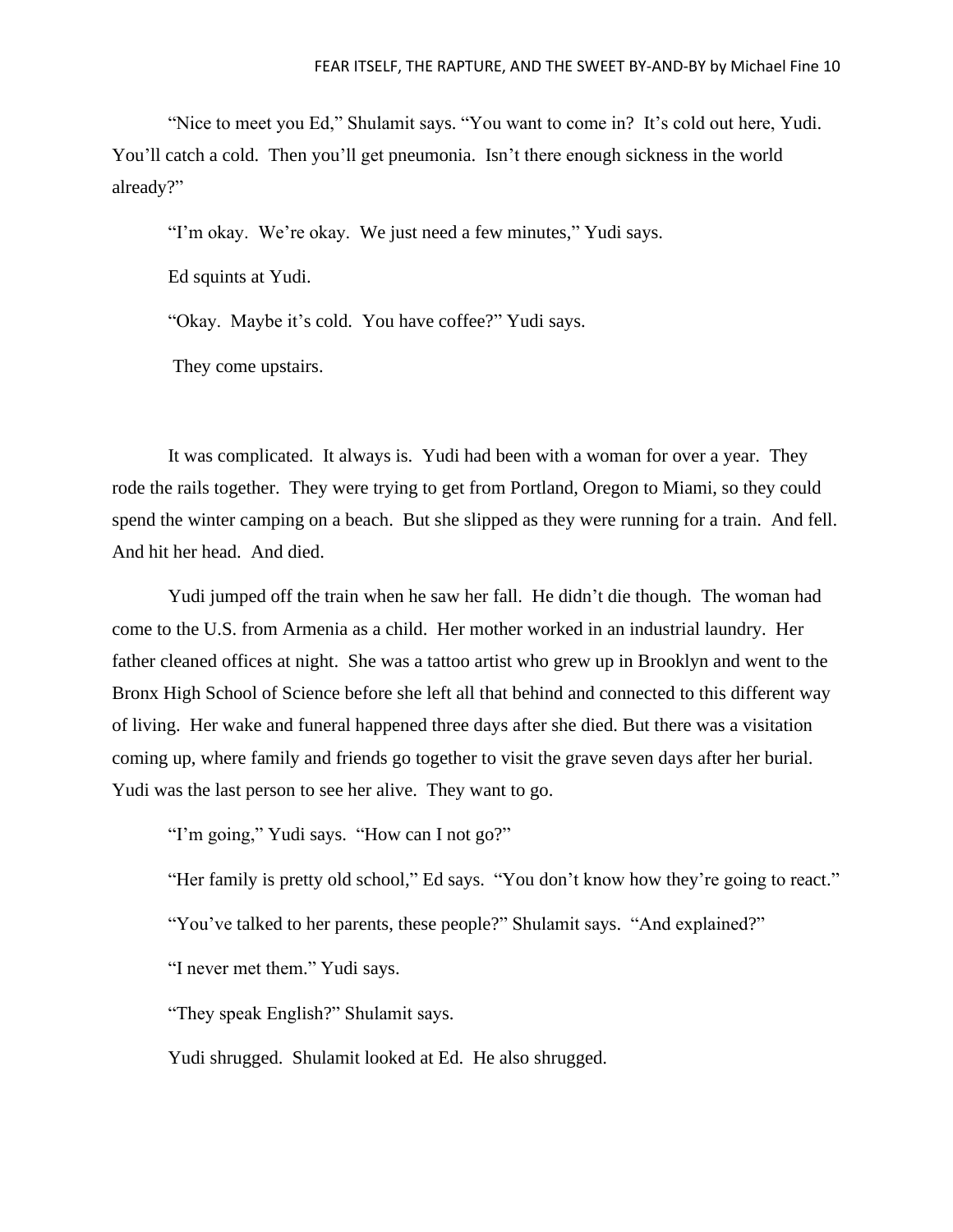"Nice to meet you Ed," Shulamit says. "You want to come in? It's cold out here, Yudi. You'll catch a cold. Then you'll get pneumonia. Isn't there enough sickness in the world already?"

"I'm okay. We're okay. We just need a few minutes," Yudi says.

Ed squints at Yudi.

"Okay. Maybe it's cold. You have coffee?" Yudi says.

They come upstairs.

It was complicated. It always is. Yudi had been with a woman for over a year. They rode the rails together. They were trying to get from Portland, Oregon to Miami, so they could spend the winter camping on a beach. But she slipped as they were running for a train. And fell. And hit her head. And died.

Yudi jumped off the train when he saw her fall. He didn't die though. The woman had come to the U.S. from Armenia as a child. Her mother worked in an industrial laundry. Her father cleaned offices at night. She was a tattoo artist who grew up in Brooklyn and went to the Bronx High School of Science before she left all that behind and connected to this different way of living. Her wake and funeral happened three days after she died. But there was a visitation coming up, where family and friends go together to visit the grave seven days after her burial. Yudi was the last person to see her alive. They want to go.

"I'm going," Yudi says. "How can I not go?"

"Her family is pretty old school," Ed says. "You don't know how they're going to react."

"You've talked to her parents, these people?" Shulamit says. "And explained?"

"I never met them." Yudi says.

"They speak English?" Shulamit says.

Yudi shrugged. Shulamit looked at Ed. He also shrugged.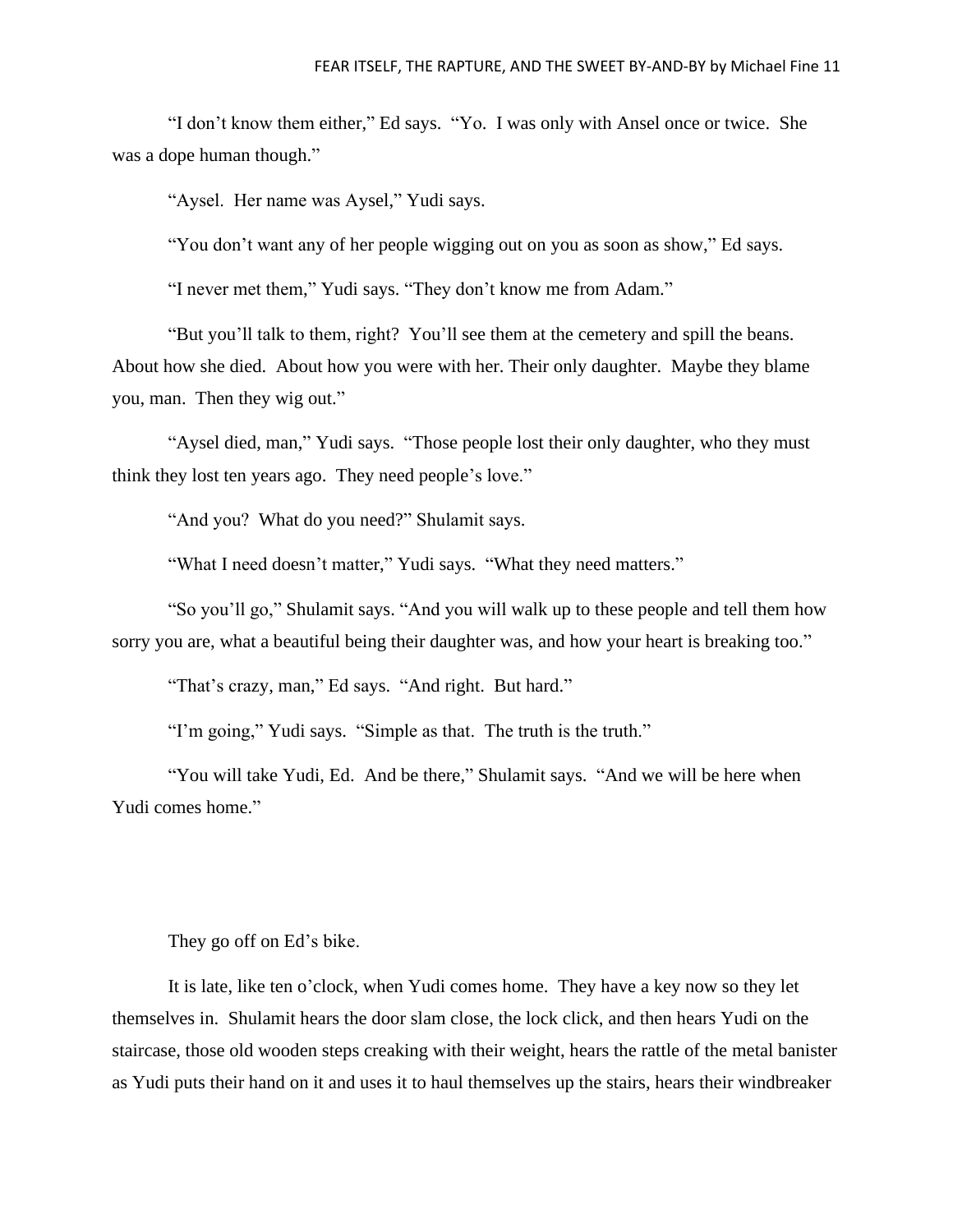"I don't know them either," Ed says. "Yo. I was only with Ansel once or twice. She was a dope human though."

"Aysel. Her name was Aysel," Yudi says.

"You don't want any of her people wigging out on you as soon as show," Ed says.

"I never met them," Yudi says. "They don't know me from Adam."

"But you'll talk to them, right? You'll see them at the cemetery and spill the beans. About how she died. About how you were with her. Their only daughter. Maybe they blame you, man. Then they wig out."

"Aysel died, man," Yudi says. "Those people lost their only daughter, who they must think they lost ten years ago. They need people's love."

"And you? What do you need?" Shulamit says.

"What I need doesn't matter," Yudi says. "What they need matters."

"So you'll go," Shulamit says. "And you will walk up to these people and tell them how sorry you are, what a beautiful being their daughter was, and how your heart is breaking too."

"That's crazy, man," Ed says. "And right. But hard."

"I'm going," Yudi says. "Simple as that. The truth is the truth."

"You will take Yudi, Ed. And be there," Shulamit says. "And we will be here when Yudi comes home."

They go off on Ed's bike.

It is late, like ten o'clock, when Yudi comes home. They have a key now so they let themselves in. Shulamit hears the door slam close, the lock click, and then hears Yudi on the staircase, those old wooden steps creaking with their weight, hears the rattle of the metal banister as Yudi puts their hand on it and uses it to haul themselves up the stairs, hears their windbreaker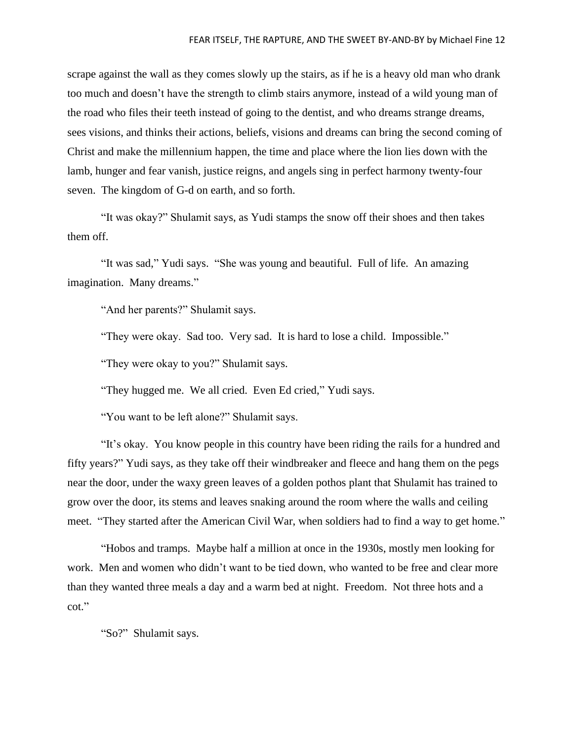scrape against the wall as they comes slowly up the stairs, as if he is a heavy old man who drank too much and doesn't have the strength to climb stairs anymore, instead of a wild young man of the road who files their teeth instead of going to the dentist, and who dreams strange dreams, sees visions, and thinks their actions, beliefs, visions and dreams can bring the second coming of Christ and make the millennium happen, the time and place where the lion lies down with the lamb, hunger and fear vanish, justice reigns, and angels sing in perfect harmony twenty-four seven. The kingdom of G-d on earth, and so forth.

"It was okay?" Shulamit says, as Yudi stamps the snow off their shoes and then takes them off.

"It was sad," Yudi says. "She was young and beautiful. Full of life. An amazing imagination. Many dreams."

"And her parents?" Shulamit says.

"They were okay. Sad too. Very sad. It is hard to lose a child. Impossible."

"They were okay to you?" Shulamit says.

"They hugged me. We all cried. Even Ed cried," Yudi says.

"You want to be left alone?" Shulamit says.

"It's okay. You know people in this country have been riding the rails for a hundred and fifty years?" Yudi says, as they take off their windbreaker and fleece and hang them on the pegs near the door, under the waxy green leaves of a golden pothos plant that Shulamit has trained to grow over the door, its stems and leaves snaking around the room where the walls and ceiling meet. "They started after the American Civil War, when soldiers had to find a way to get home."

"Hobos and tramps. Maybe half a million at once in the 1930s, mostly men looking for work. Men and women who didn't want to be tied down, who wanted to be free and clear more than they wanted three meals a day and a warm bed at night. Freedom. Not three hots and a cot."

"So?" Shulamit says.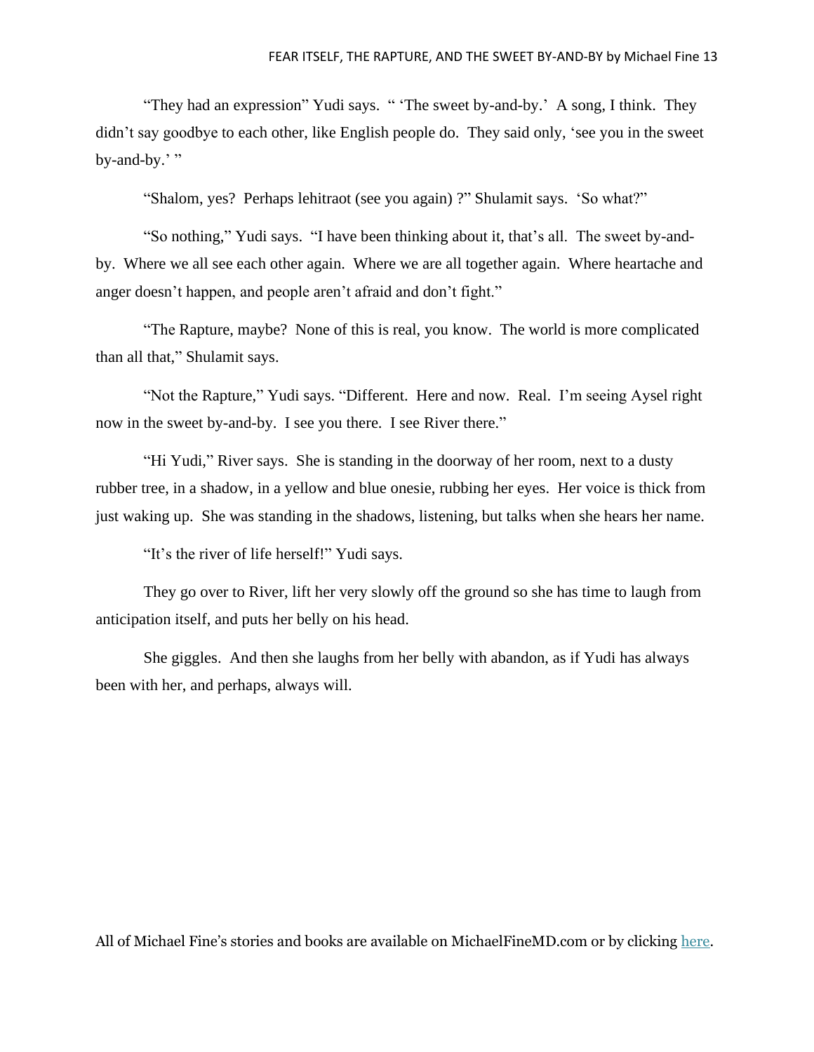"They had an expression" Yudi says. " 'The sweet by-and-by.' A song, I think. They didn't say goodbye to each other, like English people do. They said only, 'see you in the sweet by-and-by.' "

"Shalom, yes? Perhaps lehitraot (see you again) ?" Shulamit says. 'So what?"

"So nothing," Yudi says. "I have been thinking about it, that's all. The sweet by-and-by. Where we all see each other again. Where we are all together again. Where heartache and anger doesn't happen, and people aren't afraid and don't fight."

"The Rapture, maybe? None of this is real, you know. The world is more complicated than all that," Shulamit says.

"Not the Rapture," Yudi says. "Different. Here and now. Real. I'm seeing Aysel right now in the sweet by-and-by. I see you there. I see River there."

"Hi Yudi," River says. She is standing in the doorway of her room, next to a dusty rubber tree, in a shadow, in a yellow and blue onesie, rubbing her eyes. Her voice is thick from just waking up. She was standing in the shadows, listening, but talks when she hears her name.

"It's the river of life herself!" Yudi says.

They go over to River, lift her very slowly off the ground so she has time to laugh from anticipation itself, and puts her belly on his head.

She giggles. And then she laughs from her belly with abandon, as if Yudi has always been with her, and perhaps, always will.

All of Michael Fine's stories and books are available on MichaelFineMD.com or by clicking here.